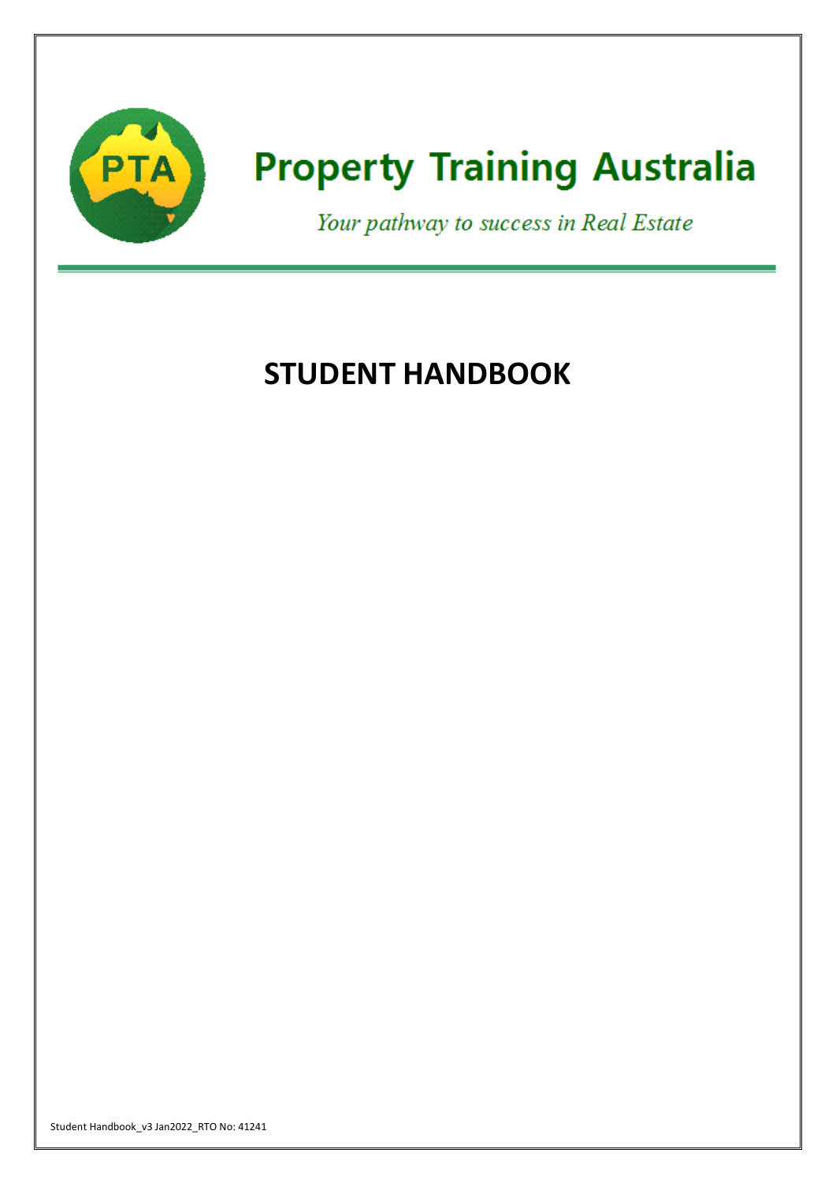# Property Training Australia

*Your pathway to success in Real Estate*

# STUDENT HANDBOOK

Student Handbook_v3 Jan2022_RTO No: 41241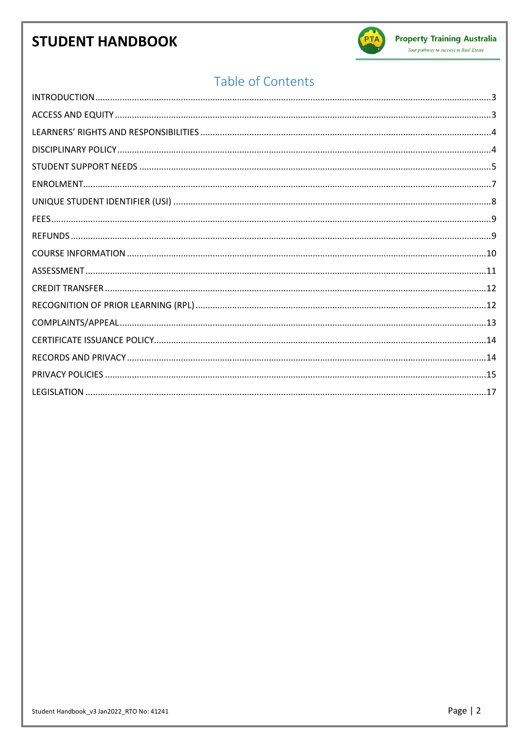## Table of Contents

INTRODUCTION ..... 3
ACCESS AND EQUITY ..... 3
LEARNERS' RIGHTS AND RESPONSIBILITIES ..... 4
DISCIPLINARY POLICY ..... 4
STUDENT SUPPORT NEEDS ..... 5
ENROLMENT ..... 7
UNIQUE STUDENT IDENTIFIER (USI) ..... 8
FEES ..... 9
REFUNDS ..... 9
COURSE INFORMATION ..... 10
ASSESSMENT ..... 11
CREDIT TRANSFER ..... 12
RECOGNITION OF PRIOR LEARNING (RPL) ..... 12
COMPLAINTS/APPEAL ..... 13
CERTIFICATE ISSUANCE POLICY ..... 14
RECORDS AND PRIVACY ..... 14
PRIVACY POLICIES ..... 15
LEGISLATION ..... 17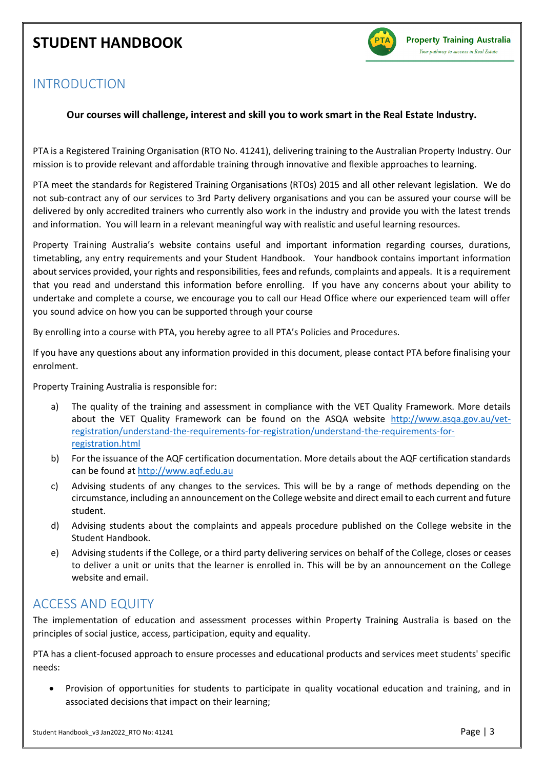# STUDENT HANDBOOK

## INTRODUCTION

**Our courses will challenge, interest and skill you to work smart in the Real Estate Industry.**

PTA is a Registered Training Organisation (RTO No. 41241), delivering training to the Australian Property Industry. Our mission is to provide relevant and affordable training through innovative and flexible approaches to learning.

PTA meet the standards for Registered Training Organisations (RTOs) 2015 and all other relevant legislation. We do not sub-contract any of our services to 3rd Party delivery organisations and you can be assured your course will be delivered by only accredited trainers who currently also work in the industry and provide you with the latest trends and information. You will learn in a relevant meaningful way with realistic and useful learning resources.

Property Training Australia's website contains useful and important information regarding courses, durations, timetabling, any entry requirements and your Student Handbook. Your handbook contains important information about services provided, your rights and responsibilities, fees and refunds, complaints and appeals. It is a requirement that you read and understand this information before enrolling. If you have any concerns about your ability to undertake and complete a course, we encourage you to call our Head Office where our experienced team will offer you sound advice on how you can be supported through your course

By enrolling into a course with PTA, you hereby agree to all PTA's Policies and Procedures.

If you have any questions about any information provided in this document, please contact PTA before finalising your enrolment.

Property Training Australia is responsible for:

a) The quality of the training and assessment in compliance with the VET Quality Framework. More details about the VET Quality Framework can be found on the ASQA website http://www.asqa.gov.au/vet-registration/understand-the-requirements-for-registration/understand-the-requirements-for-registration.html
b) For the issuance of the AQF certification documentation. More details about the AQF certification standards can be found at http://www.aqf.edu.au
c) Advising students of any changes to the services. This will be by a range of methods depending on the circumstance, including an announcement on the College website and direct email to each current and future student.
d) Advising students about the complaints and appeals procedure published on the College website in the Student Handbook.
e) Advising students if the College, or a third party delivering services on behalf of the College, closes or ceases to deliver a unit or units that the learner is enrolled in. This will be by an announcement on the College website and email.

## ACCESS AND EQUITY

The implementation of education and assessment processes within Property Training Australia is based on the principles of social justice, access, participation, equity and equality.

PTA has a client-focused approach to ensure processes and educational products and services meet students' specific needs:

- Provision of opportunities for students to participate in quality vocational education and training, and in associated decisions that impact on their learning;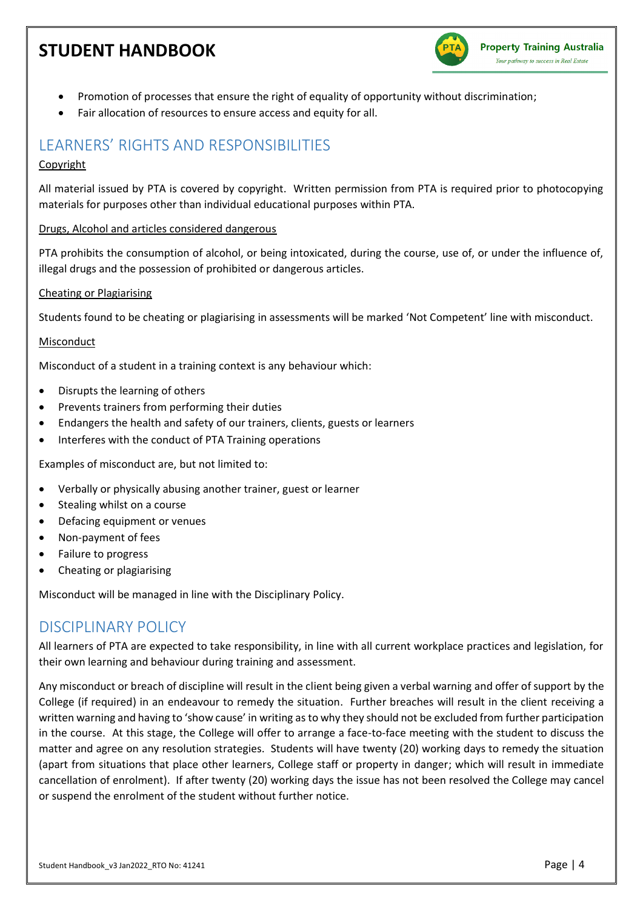- Promotion of processes that ensure the right of equality of opportunity without discrimination;
- Fair allocation of resources to ensure access and equity for all.

## LEARNERS' RIGHTS AND RESPONSIBILITIES

Copyright

All material issued by PTA is covered by copyright. Written permission from PTA is required prior to photocopying materials for purposes other than individual educational purposes within PTA.

Drugs, Alcohol and articles considered dangerous

PTA prohibits the consumption of alcohol, or being intoxicated, during the course, use of, or under the influence of, illegal drugs and the possession of prohibited or dangerous articles.

Cheating or Plagiarising

Students found to be cheating or plagiarising in assessments will be marked 'Not Competent' line with misconduct.

Misconduct

Misconduct of a student in a training context is any behaviour which:

- Disrupts the learning of others
- Prevents trainers from performing their duties
- Endangers the health and safety of our trainers, clients, guests or learners
- Interferes with the conduct of PTA Training operations

Examples of misconduct are, but not limited to:

- Verbally or physically abusing another trainer, guest or learner
- Stealing whilst on a course
- Defacing equipment or venues
- Non-payment of fees
- Failure to progress
- Cheating or plagiarising

Misconduct will be managed in line with the Disciplinary Policy.

## DISCIPLINARY POLICY

All learners of PTA are expected to take responsibility, in line with all current workplace practices and legislation, for their own learning and behaviour during training and assessment.

Any misconduct or breach of discipline will result in the client being given a verbal warning and offer of support by the College (if required) in an endeavour to remedy the situation. Further breaches will result in the client receiving a written warning and having to 'show cause' in writing as to why they should not be excluded from further participation in the course. At this stage, the College will offer to arrange a face-to-face meeting with the student to discuss the matter and agree on any resolution strategies. Students will have twenty (20) working days to remedy the situation (apart from situations that place other learners, College staff or property in danger; which will result in immediate cancellation of enrolment). If after twenty (20) working days the issue has not been resolved the College may cancel or suspend the enrolment of the student without further notice.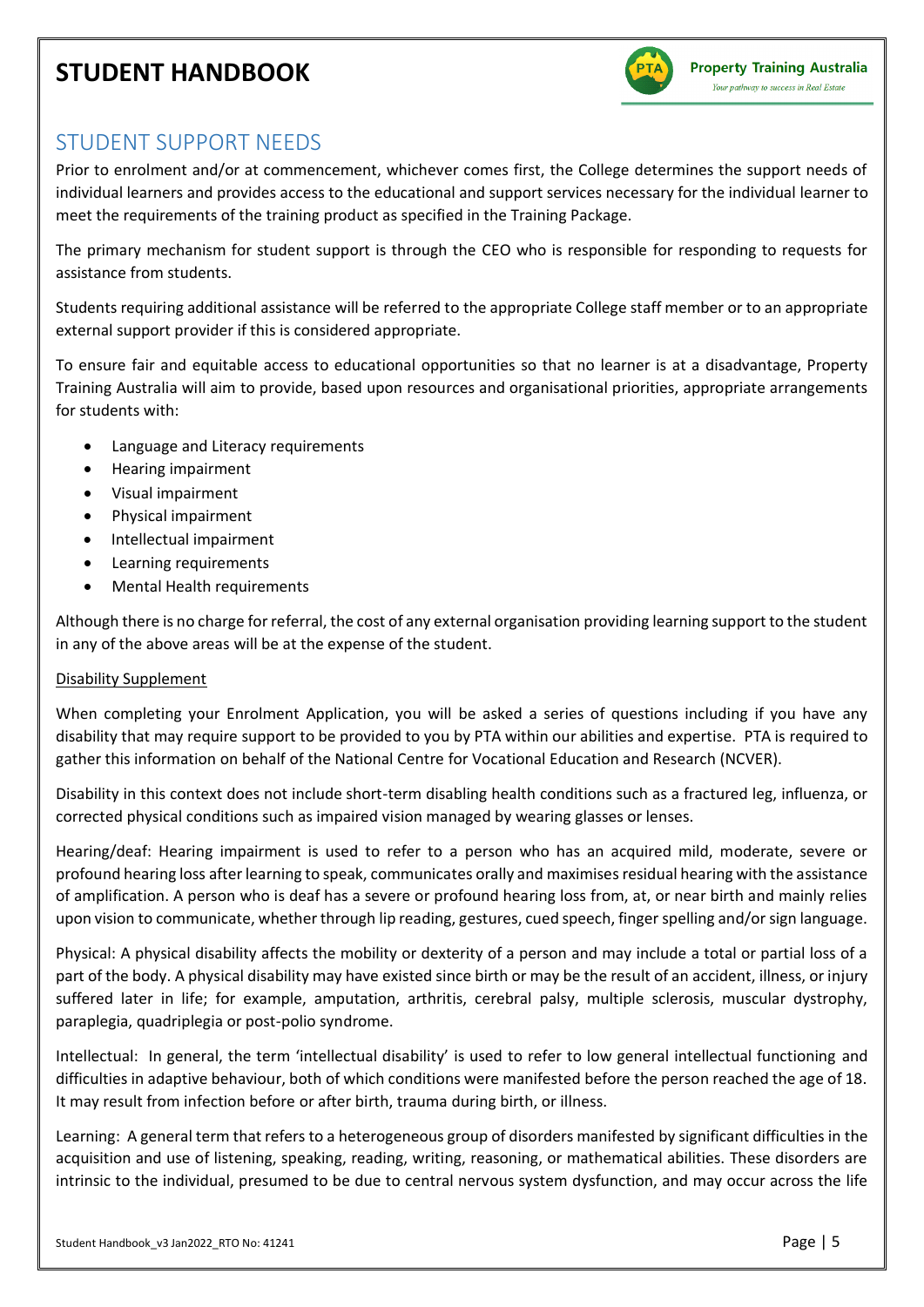## STUDENT SUPPORT NEEDS

Prior to enrolment and/or at commencement, whichever comes first, the College determines the support needs of individual learners and provides access to the educational and support services necessary for the individual learner to meet the requirements of the training product as specified in the Training Package.

The primary mechanism for student support is through the CEO who is responsible for responding to requests for assistance from students.

Students requiring additional assistance will be referred to the appropriate College staff member or to an appropriate external support provider if this is considered appropriate.

To ensure fair and equitable access to educational opportunities so that no learner is at a disadvantage, Property Training Australia will aim to provide, based upon resources and organisational priorities, appropriate arrangements for students with:

- Language and Literacy requirements
- Hearing impairment
- Visual impairment
- Physical impairment
- Intellectual impairment
- Learning requirements
- Mental Health requirements

Although there is no charge for referral, the cost of any external organisation providing learning support to the student in any of the above areas will be at the expense of the student.

Disability Supplement

When completing your Enrolment Application, you will be asked a series of questions including if you have any disability that may require support to be provided to you by PTA within our abilities and expertise. PTA is required to gather this information on behalf of the National Centre for Vocational Education and Research (NCVER).

Disability in this context does not include short-term disabling health conditions such as a fractured leg, influenza, or corrected physical conditions such as impaired vision managed by wearing glasses or lenses.

Hearing/deaf: Hearing impairment is used to refer to a person who has an acquired mild, moderate, severe or profound hearing loss after learning to speak, communicates orally and maximises residual hearing with the assistance of amplification. A person who is deaf has a severe or profound hearing loss from, at, or near birth and mainly relies upon vision to communicate, whether through lip reading, gestures, cued speech, finger spelling and/or sign language.

Physical: A physical disability affects the mobility or dexterity of a person and may include a total or partial loss of a part of the body. A physical disability may have existed since birth or may be the result of an accident, illness, or injury suffered later in life; for example, amputation, arthritis, cerebral palsy, multiple sclerosis, muscular dystrophy, paraplegia, quadriplegia or post-polio syndrome.

Intellectual: In general, the term 'intellectual disability' is used to refer to low general intellectual functioning and difficulties in adaptive behaviour, both of which conditions were manifested before the person reached the age of 18. It may result from infection before or after birth, trauma during birth, or illness.

Learning: A general term that refers to a heterogeneous group of disorders manifested by significant difficulties in the acquisition and use of listening, speaking, reading, writing, reasoning, or mathematical abilities. These disorders are intrinsic to the individual, presumed to be due to central nervous system dysfunction, and may occur across the life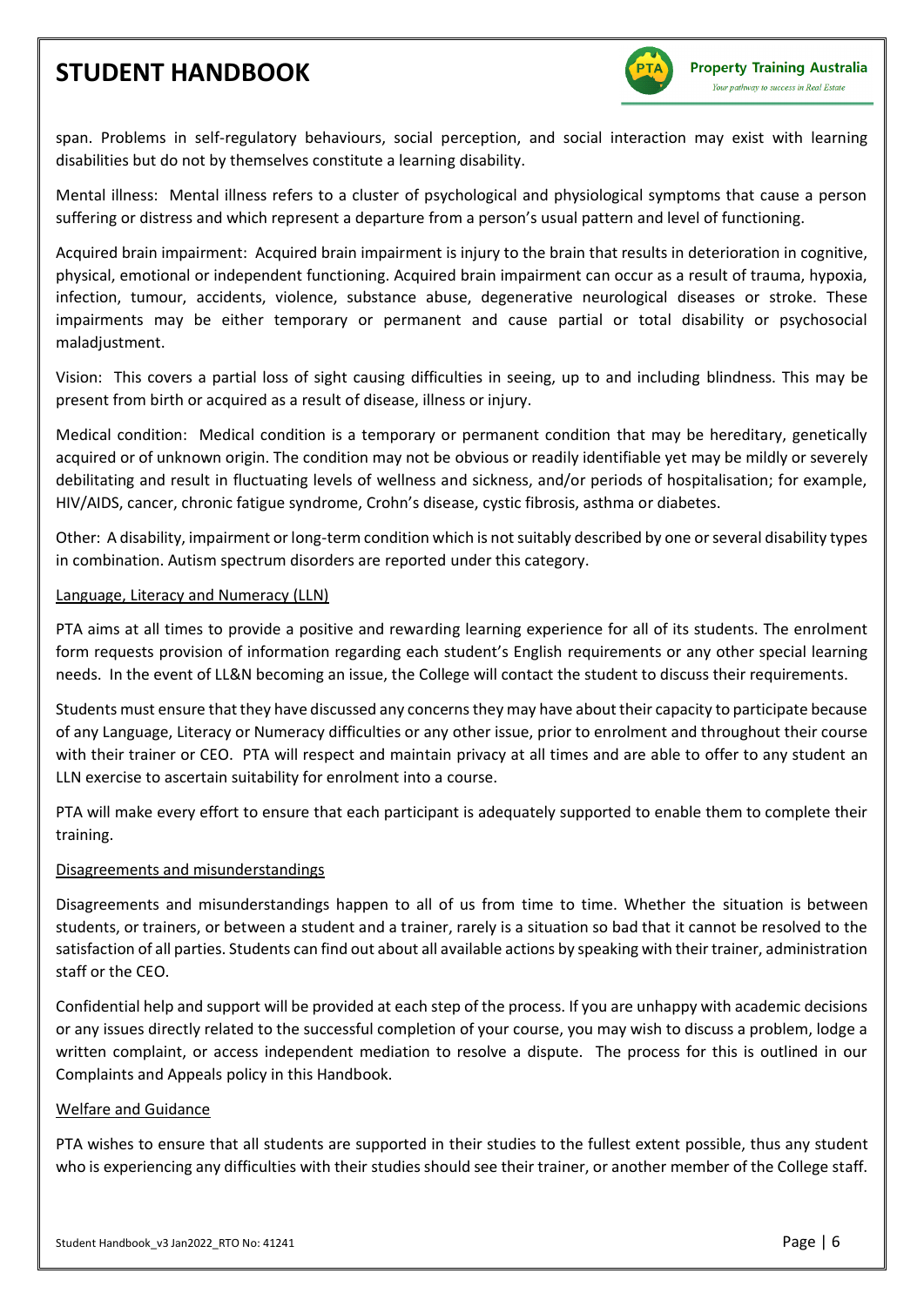span. Problems in self-regulatory behaviours, social perception, and social interaction may exist with learning disabilities but do not by themselves constitute a learning disability.

Mental illness: Mental illness refers to a cluster of psychological and physiological symptoms that cause a person suffering or distress and which represent a departure from a person's usual pattern and level of functioning.

Acquired brain impairment: Acquired brain impairment is injury to the brain that results in deterioration in cognitive, physical, emotional or independent functioning. Acquired brain impairment can occur as a result of trauma, hypoxia, infection, tumour, accidents, violence, substance abuse, degenerative neurological diseases or stroke. These impairments may be either temporary or permanent and cause partial or total disability or psychosocial maladjustment.

Vision: This covers a partial loss of sight causing difficulties in seeing, up to and including blindness. This may be present from birth or acquired as a result of disease, illness or injury.

Medical condition: Medical condition is a temporary or permanent condition that may be hereditary, genetically acquired or of unknown origin. The condition may not be obvious or readily identifiable yet may be mildly or severely debilitating and result in fluctuating levels of wellness and sickness, and/or periods of hospitalisation; for example, HIV/AIDS, cancer, chronic fatigue syndrome, Crohn's disease, cystic fibrosis, asthma or diabetes.

Other: A disability, impairment or long-term condition which is not suitably described by one or several disability types in combination. Autism spectrum disorders are reported under this category.

## Language, Literacy and Numeracy (LLN)

PTA aims at all times to provide a positive and rewarding learning experience for all of its students. The enrolment form requests provision of information regarding each student's English requirements or any other special learning needs. In the event of LL&N becoming an issue, the College will contact the student to discuss their requirements.

Students must ensure that they have discussed any concerns they may have about their capacity to participate because of any Language, Literacy or Numeracy difficulties or any other issue, prior to enrolment and throughout their course with their trainer or CEO. PTA will respect and maintain privacy at all times and are able to offer to any student an LLN exercise to ascertain suitability for enrolment into a course.

PTA will make every effort to ensure that each participant is adequately supported to enable them to complete their training.

## Disagreements and misunderstandings

Disagreements and misunderstandings happen to all of us from time to time. Whether the situation is between students, or trainers, or between a student and a trainer, rarely is a situation so bad that it cannot be resolved to the satisfaction of all parties. Students can find out about all available actions by speaking with their trainer, administration staff or the CEO.

Confidential help and support will be provided at each step of the process. If you are unhappy with academic decisions or any issues directly related to the successful completion of your course, you may wish to discuss a problem, lodge a written complaint, or access independent mediation to resolve a dispute. The process for this is outlined in our Complaints and Appeals policy in this Handbook.

## Welfare and Guidance

PTA wishes to ensure that all students are supported in their studies to the fullest extent possible, thus any student who is experiencing any difficulties with their studies should see their trainer, or another member of the College staff.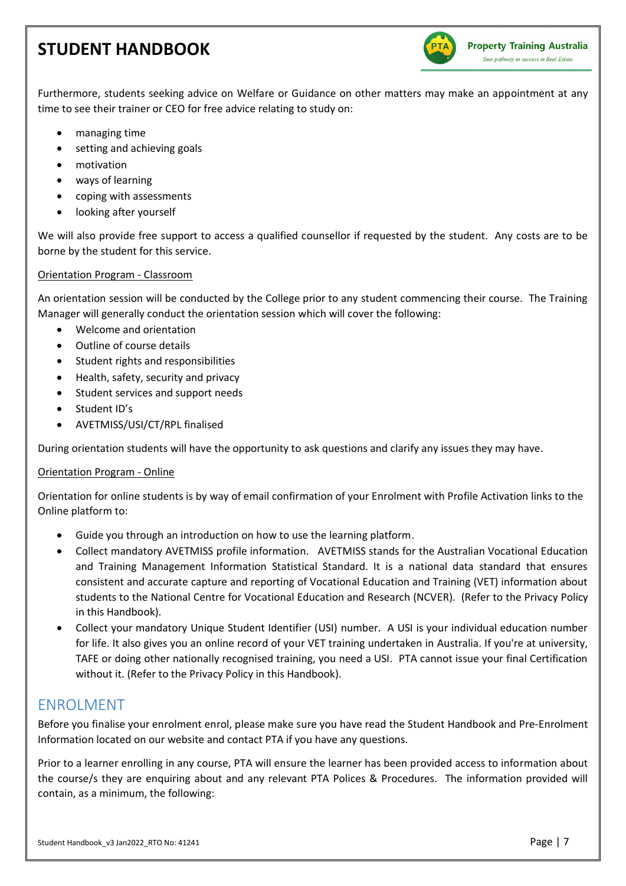Furthermore, students seeking advice on Welfare or Guidance on other matters may make an appointment at any time to see their trainer or CEO for free advice relating to study on:

- managing time
- setting and achieving goals
- motivation
- ways of learning
- coping with assessments
- looking after yourself

We will also provide free support to access a qualified counsellor if requested by the student. Any costs are to be borne by the student for this service.

Orientation Program - Classroom

An orientation session will be conducted by the College prior to any student commencing their course. The Training Manager will generally conduct the orientation session which will cover the following:

- Welcome and orientation
- Outline of course details
- Student rights and responsibilities
- Health, safety, security and privacy
- Student services and support needs
- Student ID's
- AVETMISS/USI/CT/RPL finalised

During orientation students will have the opportunity to ask questions and clarify any issues they may have.

Orientation Program - Online

Orientation for online students is by way of email confirmation of your Enrolment with Profile Activation links to the Online platform to:

- Guide you through an introduction on how to use the learning platform.
- Collect mandatory AVETMISS profile information. AVETMISS stands for the Australian Vocational Education and Training Management Information Statistical Standard. It is a national data standard that ensures consistent and accurate capture and reporting of Vocational Education and Training (VET) information about students to the National Centre for Vocational Education and Research (NCVER). (Refer to the Privacy Policy in this Handbook).
- Collect your mandatory Unique Student Identifier (USI) number. A USI is your individual education number for life. It also gives you an online record of your VET training undertaken in Australia. If you're at university, TAFE or doing other nationally recognised training, you need a USI. PTA cannot issue your final Certification without it. (Refer to the Privacy Policy in this Handbook).

## ENROLMENT

Before you finalise your enrolment enrol, please make sure you have read the Student Handbook and Pre-Enrolment Information located on our website and contact PTA if you have any questions.

Prior to a learner enrolling in any course, PTA will ensure the learner has been provided access to information about the course/s they are enquiring about and any relevant PTA Polices & Procedures. The information provided will contain, as a minimum, the following: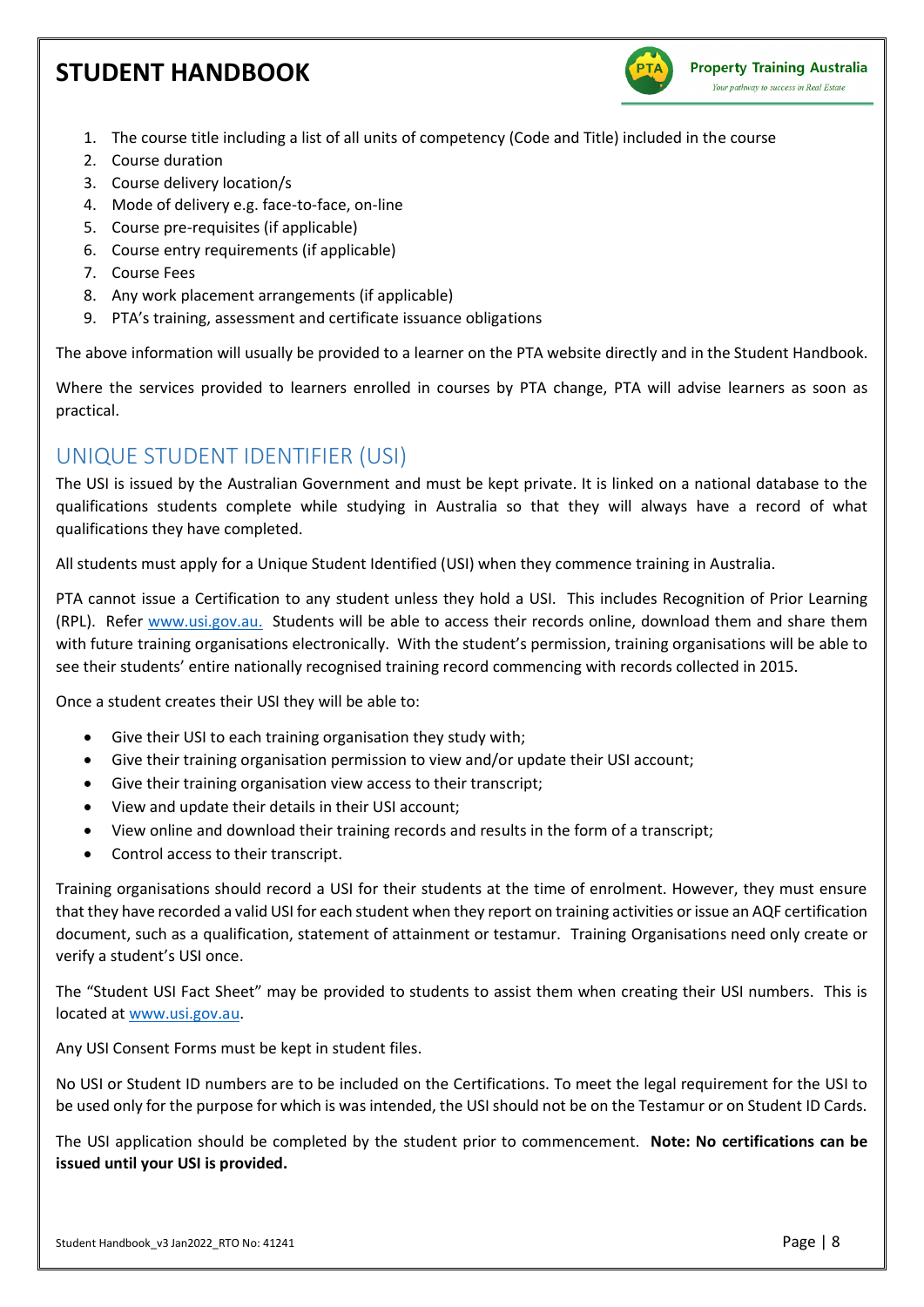1. The course title including a list of all units of competency (Code and Title) included in the course
2. Course duration
3. Course delivery location/s
4. Mode of delivery e.g. face-to-face, on-line
5. Course pre-requisites (if applicable)
6. Course entry requirements (if applicable)
7. Course Fees
8. Any work placement arrangements (if applicable)
9. PTA's training, assessment and certificate issuance obligations

The above information will usually be provided to a learner on the PTA website directly and in the Student Handbook.

Where the services provided to learners enrolled in courses by PTA change, PTA will advise learners as soon as practical.

## UNIQUE STUDENT IDENTIFIER (USI)

The USI is issued by the Australian Government and must be kept private. It is linked on a national database to the qualifications students complete while studying in Australia so that they will always have a record of what qualifications they have completed.

All students must apply for a Unique Student Identified (USI) when they commence training in Australia.

PTA cannot issue a Certification to any student unless they hold a USI. This includes Recognition of Prior Learning (RPL). Refer [www.usi.gov.au.](www.usi.gov.au) Students will be able to access their records online, download them and share them with future training organisations electronically. With the student's permission, training organisations will be able to see their students' entire nationally recognised training record commencing with records collected in 2015.

Once a student creates their USI they will be able to:

- Give their USI to each training organisation they study with;
- Give their training organisation permission to view and/or update their USI account;
- Give their training organisation view access to their transcript;
- View and update their details in their USI account;
- View online and download their training records and results in the form of a transcript;
- Control access to their transcript.

Training organisations should record a USI for their students at the time of enrolment. However, they must ensure that they have recorded a valid USI for each student when they report on training activities or issue an AQF certification document, such as a qualification, statement of attainment or testamur. Training Organisations need only create or verify a student's USI once.

The "Student USI Fact Sheet" may be provided to students to assist them when creating their USI numbers. This is located at [www.usi.gov.au](www.usi.gov.au).

Any USI Consent Forms must be kept in student files.

No USI or Student ID numbers are to be included on the Certifications. To meet the legal requirement for the USI to be used only for the purpose for which is was intended, the USI should not be on the Testamur or on Student ID Cards.

The USI application should be completed by the student prior to commencement. **Note: No certifications can be issued until your USI is provided.**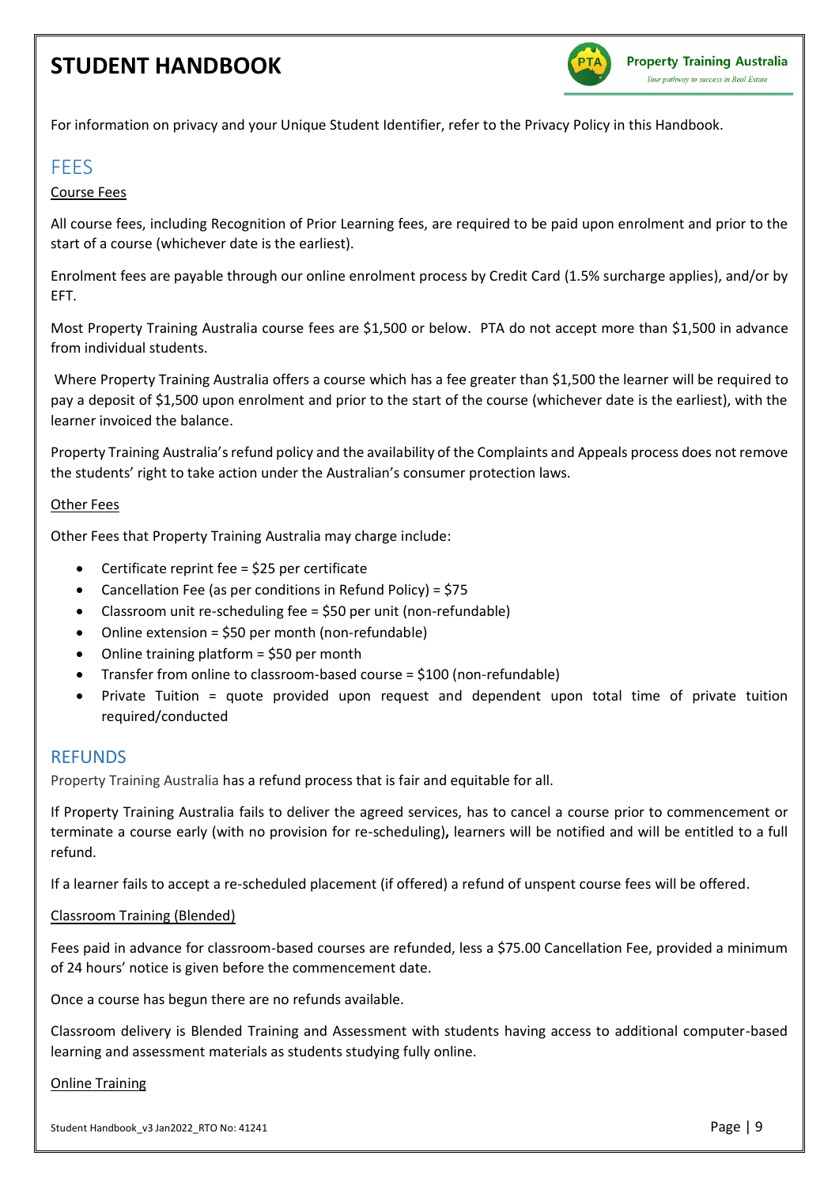For information on privacy and your Unique Student Identifier, refer to the Privacy Policy in this Handbook.

## FEES

Course Fees

All course fees, including Recognition of Prior Learning fees, are required to be paid upon enrolment and prior to the start of a course (whichever date is the earliest).

Enrolment fees are payable through our online enrolment process by Credit Card (1.5% surcharge applies), and/or by EFT.

Most Property Training Australia course fees are $1,500 or below. PTA do not accept more than $1,500 in advance from individual students.

Where Property Training Australia offers a course which has a fee greater than $1,500 the learner will be required to pay a deposit of $1,500 upon enrolment and prior to the start of the course (whichever date is the earliest), with the learner invoiced the balance.

Property Training Australia's refund policy and the availability of the Complaints and Appeals process does not remove the students' right to take action under the Australian's consumer protection laws.

Other Fees

Other Fees that Property Training Australia may charge include:

- Certificate reprint fee = $25 per certificate
- Cancellation Fee (as per conditions in Refund Policy) = $75
- Classroom unit re-scheduling fee = $50 per unit (non-refundable)
- Online extension = $50 per month (non-refundable)
- Online training platform = $50 per month
- Transfer from online to classroom-based course = $100 (non-refundable)
- Private Tuition = quote provided upon request and dependent upon total time of private tuition required/conducted

## REFUNDS

Property Training Australia has a refund process that is fair and equitable for all.

If Property Training Australia fails to deliver the agreed services, has to cancel a course prior to commencement or terminate a course early (with no provision for re-scheduling)**,** learners will be notified and will be entitled to a full refund.

If a learner fails to accept a re-scheduled placement (if offered) a refund of unspent course fees will be offered.

Classroom Training (Blended)

Fees paid in advance for classroom-based courses are refunded, less a $75.00 Cancellation Fee, provided a minimum of 24 hours' notice is given before the commencement date.

Once a course has begun there are no refunds available.

Classroom delivery is Blended Training and Assessment with students having access to additional computer-based learning and assessment materials as students studying fully online.

Online Training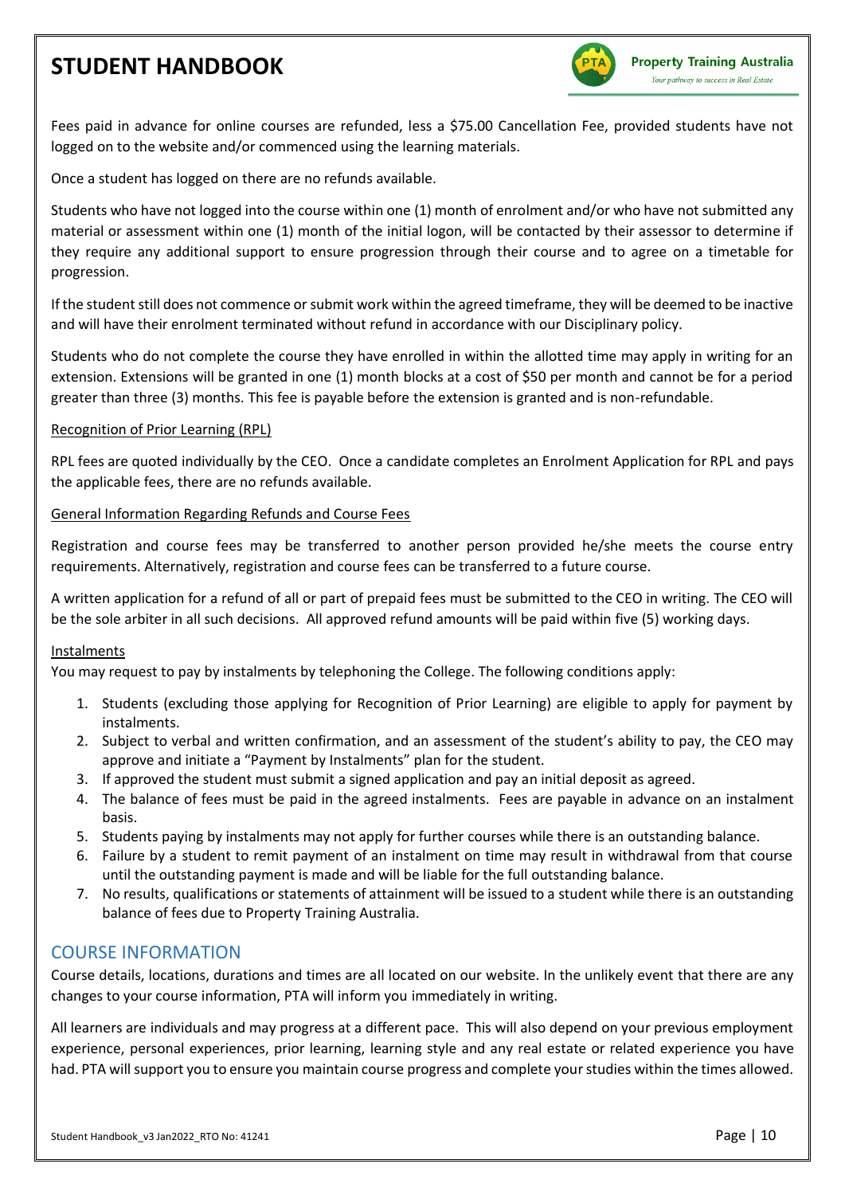Fees paid in advance for online courses are refunded, less a $75.00 Cancellation Fee, provided students have not logged on to the website and/or commenced using the learning materials.

Once a student has logged on there are no refunds available.

Students who have not logged into the course within one (1) month of enrolment and/or who have not submitted any material or assessment within one (1) month of the initial logon, will be contacted by their assessor to determine if they require any additional support to ensure progression through their course and to agree on a timetable for progression.

If the student still does not commence or submit work within the agreed timeframe, they will be deemed to be inactive and will have their enrolment terminated without refund in accordance with our Disciplinary policy.

Students who do not complete the course they have enrolled in within the allotted time may apply in writing for an extension. Extensions will be granted in one (1) month blocks at a cost of $50 per month and cannot be for a period greater than three (3) months. This fee is payable before the extension is granted and is non-refundable.

<u>Recognition of Prior Learning (RPL)</u>

RPL fees are quoted individually by the CEO. Once a candidate completes an Enrolment Application for RPL and pays the applicable fees, there are no refunds available.

<u>General Information Regarding Refunds and Course Fees</u>

Registration and course fees may be transferred to another person provided he/she meets the course entry requirements. Alternatively, registration and course fees can be transferred to a future course.

A written application for a refund of all or part of prepaid fees must be submitted to the CEO in writing. The CEO will be the sole arbiter in all such decisions. All approved refund amounts will be paid within five (5) working days.

<u>Instalments</u>

You may request to pay by instalments by telephoning the College. The following conditions apply:

1. Students (excluding those applying for Recognition of Prior Learning) are eligible to apply for payment by instalments.
2. Subject to verbal and written confirmation, and an assessment of the student's ability to pay, the CEO may approve and initiate a "Payment by Instalments" plan for the student.
3. If approved the student must submit a signed application and pay an initial deposit as agreed.
4. The balance of fees must be paid in the agreed instalments. Fees are payable in advance on an instalment basis.
5. Students paying by instalments may not apply for further courses while there is an outstanding balance.
6. Failure by a student to remit payment of an instalment on time may result in withdrawal from that course until the outstanding payment is made and will be liable for the full outstanding balance.
7. No results, qualifications or statements of attainment will be issued to a student while there is an outstanding balance of fees due to Property Training Australia.

## COURSE INFORMATION

Course details, locations, durations and times are all located on our website. In the unlikely event that there are any changes to your course information, PTA will inform you immediately in writing.

All learners are individuals and may progress at a different pace. This will also depend on your previous employment experience, personal experiences, prior learning, learning style and any real estate or related experience you have had. PTA will support you to ensure you maintain course progress and complete your studies within the times allowed.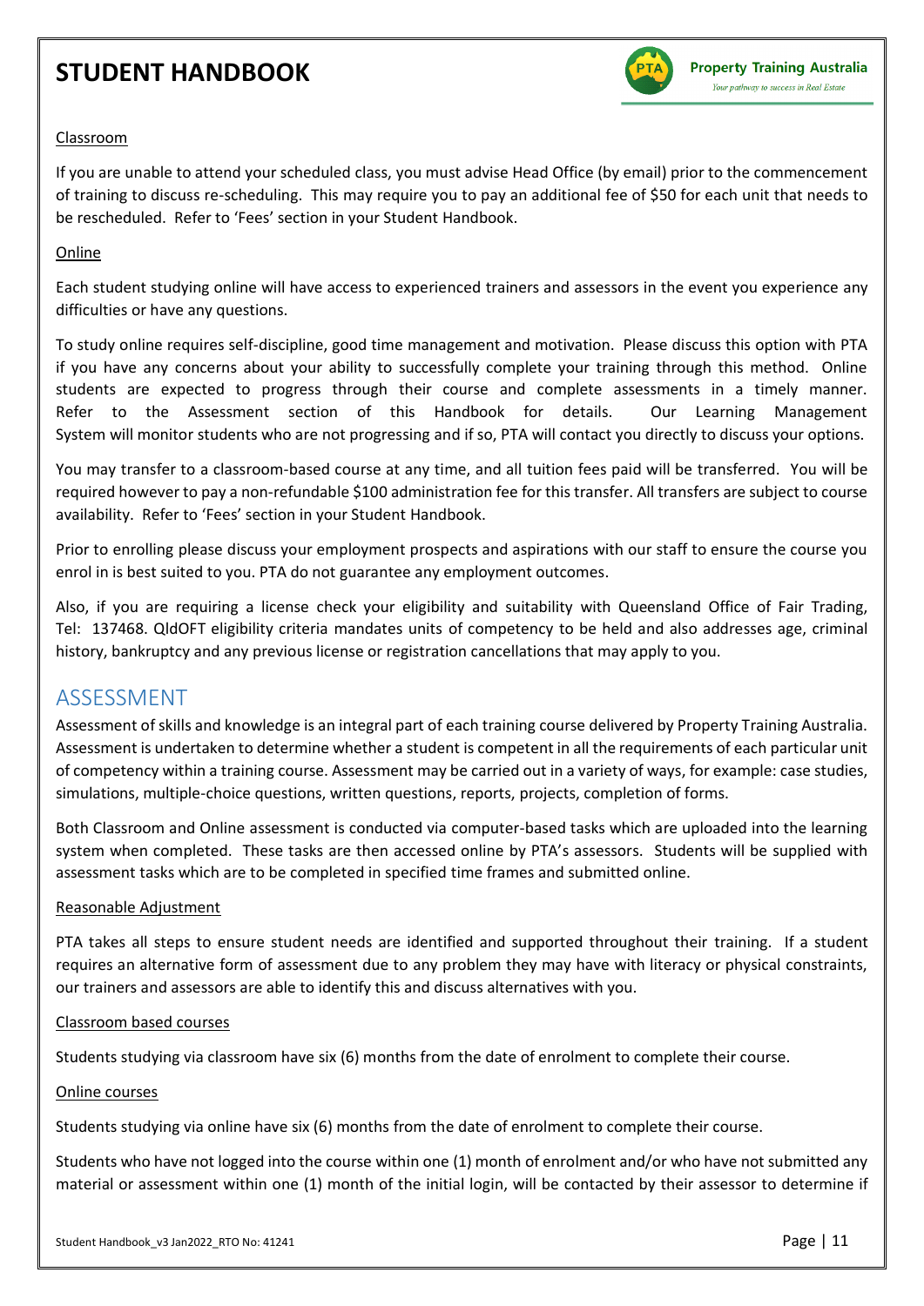Classroom

If you are unable to attend your scheduled class, you must advise Head Office (by email) prior to the commencement of training to discuss re-scheduling. This may require you to pay an additional fee of $50 for each unit that needs to be rescheduled. Refer to 'Fees' section in your Student Handbook.

Online

Each student studying online will have access to experienced trainers and assessors in the event you experience any difficulties or have any questions.

To study online requires self-discipline, good time management and motivation. Please discuss this option with PTA if you have any concerns about your ability to successfully complete your training through this method. Online students are expected to progress through their course and complete assessments in a timely manner. Refer to the Assessment section of this Handbook for details. Our Learning Management System will monitor students who are not progressing and if so, PTA will contact you directly to discuss your options.

You may transfer to a classroom-based course at any time, and all tuition fees paid will be transferred. You will be required however to pay a non-refundable $100 administration fee for this transfer. All transfers are subject to course availability. Refer to 'Fees' section in your Student Handbook.

Prior to enrolling please discuss your employment prospects and aspirations with our staff to ensure the course you enrol in is best suited to you. PTA do not guarantee any employment outcomes.

Also, if you are requiring a license check your eligibility and suitability with Queensland Office of Fair Trading, Tel: 137468. QldOFT eligibility criteria mandates units of competency to be held and also addresses age, criminal history, bankruptcy and any previous license or registration cancellations that may apply to you.

## ASSESSMENT

Assessment of skills and knowledge is an integral part of each training course delivered by Property Training Australia. Assessment is undertaken to determine whether a student is competent in all the requirements of each particular unit of competency within a training course. Assessment may be carried out in a variety of ways, for example: case studies, simulations, multiple-choice questions, written questions, reports, projects, completion of forms.

Both Classroom and Online assessment is conducted via computer-based tasks which are uploaded into the learning system when completed. These tasks are then accessed online by PTA's assessors. Students will be supplied with assessment tasks which are to be completed in specified time frames and submitted online.

Reasonable Adjustment

PTA takes all steps to ensure student needs are identified and supported throughout their training. If a student requires an alternative form of assessment due to any problem they may have with literacy or physical constraints, our trainers and assessors are able to identify this and discuss alternatives with you.

Classroom based courses

Students studying via classroom have six (6) months from the date of enrolment to complete their course.

Online courses

Students studying via online have six (6) months from the date of enrolment to complete their course.

Students who have not logged into the course within one (1) month of enrolment and/or who have not submitted any material or assessment within one (1) month of the initial login, will be contacted by their assessor to determine if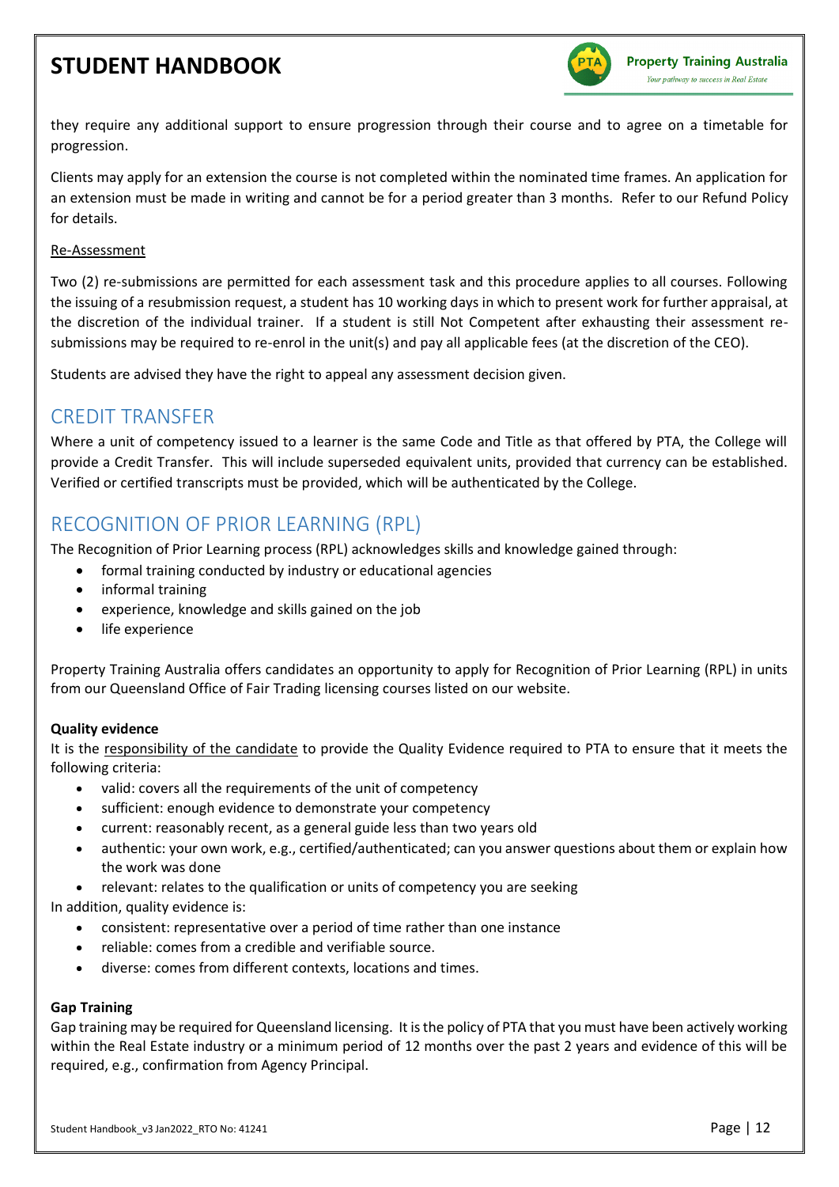they require any additional support to ensure progression through their course and to agree on a timetable for progression.

Clients may apply for an extension the course is not completed within the nominated time frames. An application for an extension must be made in writing and cannot be for a period greater than 3 months. Refer to our Refund Policy for details.

Re-Assessment

Two (2) re-submissions are permitted for each assessment task and this procedure applies to all courses. Following the issuing of a resubmission request, a student has 10 working days in which to present work for further appraisal, at the discretion of the individual trainer. If a student is still Not Competent after exhausting their assessment re-submissions may be required to re-enrol in the unit(s) and pay all applicable fees (at the discretion of the CEO).

Students are advised they have the right to appeal any assessment decision given.

## CREDIT TRANSFER

Where a unit of competency issued to a learner is the same Code and Title as that offered by PTA, the College will provide a Credit Transfer. This will include superseded equivalent units, provided that currency can be established. Verified or certified transcripts must be provided, which will be authenticated by the College.

## RECOGNITION OF PRIOR LEARNING (RPL)

The Recognition of Prior Learning process (RPL) acknowledges skills and knowledge gained through:

- formal training conducted by industry or educational agencies
- informal training
- experience, knowledge and skills gained on the job
- life experience

Property Training Australia offers candidates an opportunity to apply for Recognition of Prior Learning (RPL) in units from our Queensland Office of Fair Trading licensing courses listed on our website.

**Quality evidence**

It is the responsibility of the candidate to provide the Quality Evidence required to PTA to ensure that it meets the following criteria:

- valid: covers all the requirements of the unit of competency
- sufficient: enough evidence to demonstrate your competency
- current: reasonably recent, as a general guide less than two years old
- authentic: your own work, e.g., certified/authenticated; can you answer questions about them or explain how the work was done
- relevant: relates to the qualification or units of competency you are seeking

In addition, quality evidence is:

- consistent: representative over a period of time rather than one instance
- reliable: comes from a credible and verifiable source.
- diverse: comes from different contexts, locations and times.

**Gap Training**

Gap training may be required for Queensland licensing. It is the policy of PTA that you must have been actively working within the Real Estate industry or a minimum period of 12 months over the past 2 years and evidence of this will be required, e.g., confirmation from Agency Principal.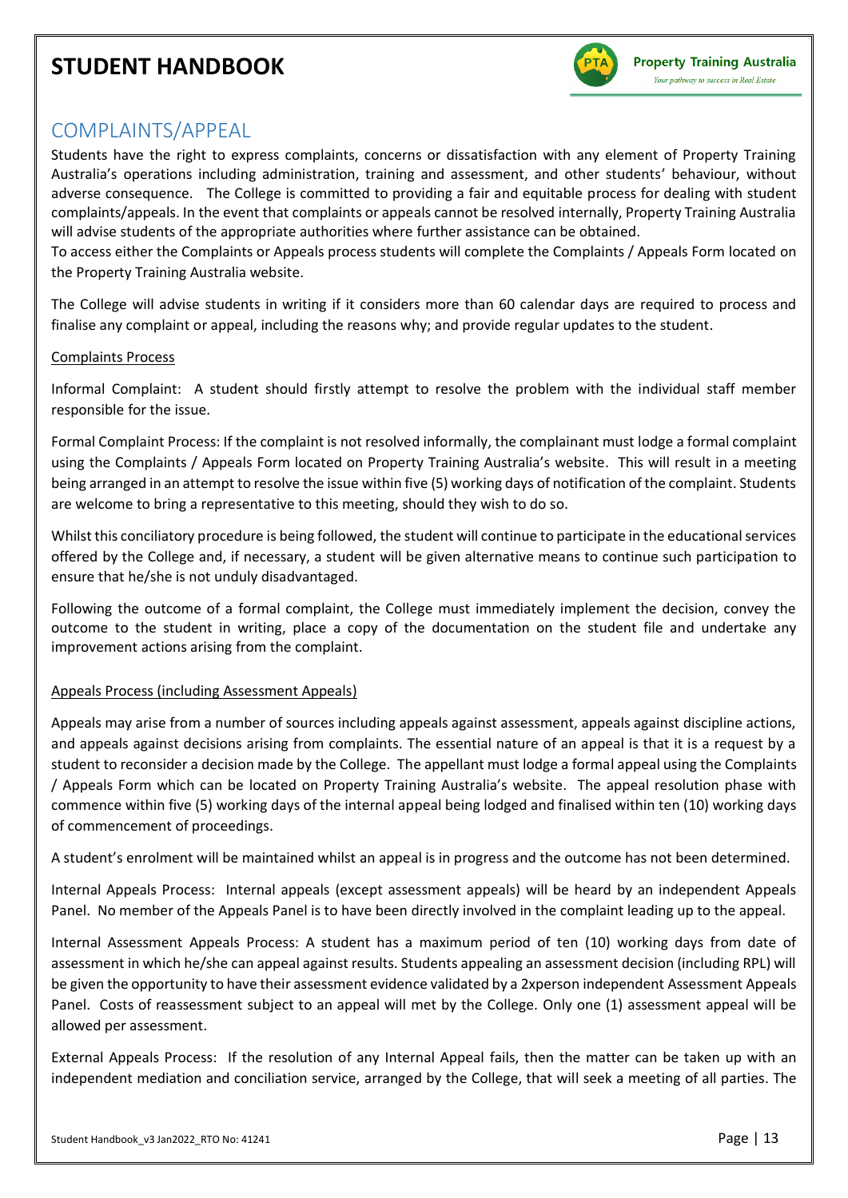## COMPLAINTS/APPEAL

Students have the right to express complaints, concerns or dissatisfaction with any element of Property Training Australia's operations including administration, training and assessment, and other students' behaviour, without adverse consequence. The College is committed to providing a fair and equitable process for dealing with student complaints/appeals. In the event that complaints or appeals cannot be resolved internally, Property Training Australia will advise students of the appropriate authorities where further assistance can be obtained.

To access either the Complaints or Appeals process students will complete the Complaints / Appeals Form located on the Property Training Australia website.

The College will advise students in writing if it considers more than 60 calendar days are required to process and finalise any complaint or appeal, including the reasons why; and provide regular updates to the student.

Complaints Process

Informal Complaint: A student should firstly attempt to resolve the problem with the individual staff member responsible for the issue.

Formal Complaint Process: If the complaint is not resolved informally, the complainant must lodge a formal complaint using the Complaints / Appeals Form located on Property Training Australia's website. This will result in a meeting being arranged in an attempt to resolve the issue within five (5) working days of notification of the complaint. Students are welcome to bring a representative to this meeting, should they wish to do so.

Whilst this conciliatory procedure is being followed, the student will continue to participate in the educational services offered by the College and, if necessary, a student will be given alternative means to continue such participation to ensure that he/she is not unduly disadvantaged.

Following the outcome of a formal complaint, the College must immediately implement the decision, convey the outcome to the student in writing, place a copy of the documentation on the student file and undertake any improvement actions arising from the complaint.

Appeals Process (including Assessment Appeals)

Appeals may arise from a number of sources including appeals against assessment, appeals against discipline actions, and appeals against decisions arising from complaints. The essential nature of an appeal is that it is a request by a student to reconsider a decision made by the College. The appellant must lodge a formal appeal using the Complaints / Appeals Form which can be located on Property Training Australia's website. The appeal resolution phase with commence within five (5) working days of the internal appeal being lodged and finalised within ten (10) working days of commencement of proceedings.

A student's enrolment will be maintained whilst an appeal is in progress and the outcome has not been determined.

Internal Appeals Process: Internal appeals (except assessment appeals) will be heard by an independent Appeals Panel. No member of the Appeals Panel is to have been directly involved in the complaint leading up to the appeal.

Internal Assessment Appeals Process: A student has a maximum period of ten (10) working days from date of assessment in which he/she can appeal against results. Students appealing an assessment decision (including RPL) will be given the opportunity to have their assessment evidence validated by a 2xperson independent Assessment Appeals Panel. Costs of reassessment subject to an appeal will met by the College. Only one (1) assessment appeal will be allowed per assessment.

External Appeals Process: If the resolution of any Internal Appeal fails, then the matter can be taken up with an independent mediation and conciliation service, arranged by the College, that will seek a meeting of all parties. The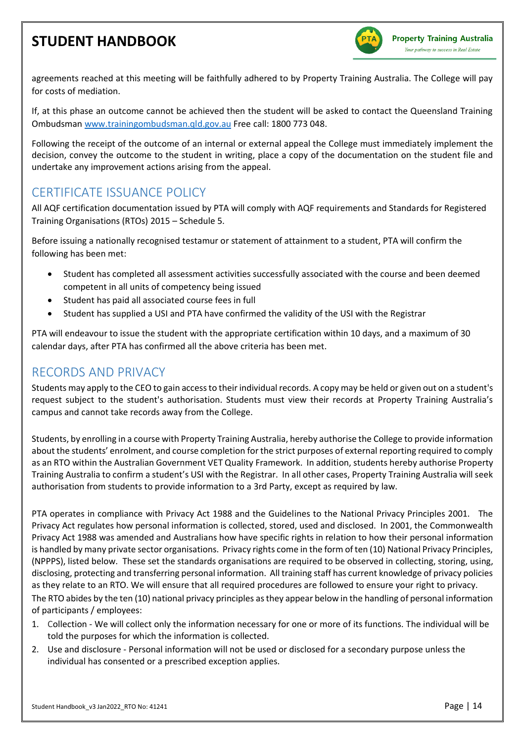agreements reached at this meeting will be faithfully adhered to by Property Training Australia. The College will pay for costs of mediation.

If, at this phase an outcome cannot be achieved then the student will be asked to contact the Queensland Training Ombudsman www.trainingombudsman.qld.gov.au Free call: 1800 773 048.

Following the receipt of the outcome of an internal or external appeal the College must immediately implement the decision, convey the outcome to the student in writing, place a copy of the documentation on the student file and undertake any improvement actions arising from the appeal.

## CERTIFICATE ISSUANCE POLICY

All AQF certification documentation issued by PTA will comply with AQF requirements and Standards for Registered Training Organisations (RTOs) 2015 – Schedule 5.

Before issuing a nationally recognised testamur or statement of attainment to a student, PTA will confirm the following has been met:

- Student has completed all assessment activities successfully associated with the course and been deemed competent in all units of competency being issued
- Student has paid all associated course fees in full
- Student has supplied a USI and PTA have confirmed the validity of the USI with the Registrar

PTA will endeavour to issue the student with the appropriate certification within 10 days, and a maximum of 30 calendar days, after PTA has confirmed all the above criteria has been met.

## RECORDS AND PRIVACY

Students may apply to the CEO to gain access to their individual records. A copy may be held or given out on a student's request subject to the student's authorisation. Students must view their records at Property Training Australia's campus and cannot take records away from the College.

Students, by enrolling in a course with Property Training Australia, hereby authorise the College to provide information about the students' enrolment, and course completion for the strict purposes of external reporting required to comply as an RTO within the Australian Government VET Quality Framework. In addition, students hereby authorise Property Training Australia to confirm a student's USI with the Registrar. In all other cases, Property Training Australia will seek authorisation from students to provide information to a 3rd Party, except as required by law.

PTA operates in compliance with Privacy Act 1988 and the Guidelines to the National Privacy Principles 2001. The Privacy Act regulates how personal information is collected, stored, used and disclosed. In 2001, the Commonwealth Privacy Act 1988 was amended and Australians how have specific rights in relation to how their personal information is handled by many private sector organisations. Privacy rights come in the form of ten (10) National Privacy Principles, (NPPPS), listed below. These set the standards organisations are required to be observed in collecting, storing, using, disclosing, protecting and transferring personal information. All training staff has current knowledge of privacy policies as they relate to an RTO. We will ensure that all required procedures are followed to ensure your right to privacy.
The RTO abides by the ten (10) national privacy principles as they appear below in the handling of personal information of participants / employees:

1. Collection - We will collect only the information necessary for one or more of its functions. The individual will be told the purposes for which the information is collected.
2. Use and disclosure - Personal information will not be used or disclosed for a secondary purpose unless the individual has consented or a prescribed exception applies.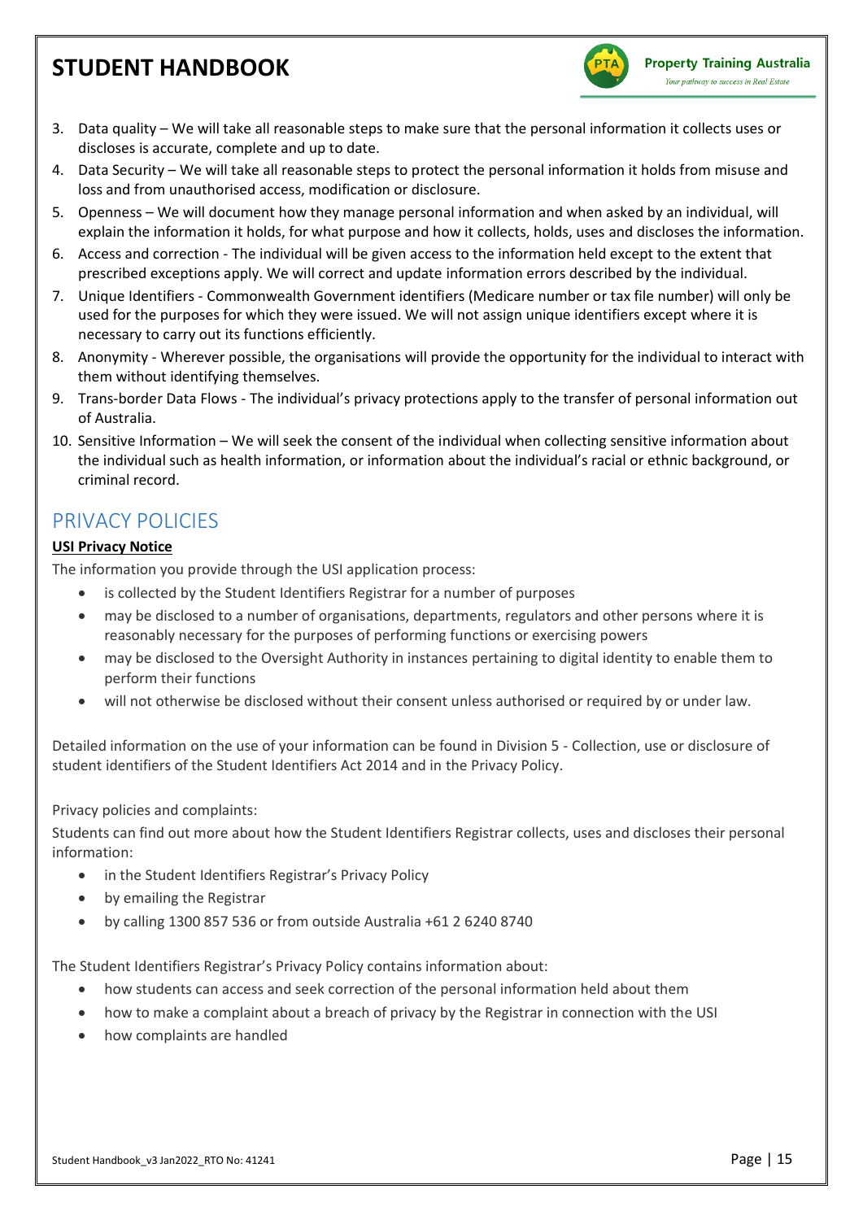3. Data quality – We will take all reasonable steps to make sure that the personal information it collects uses or discloses is accurate, complete and up to date.
4. Data Security – We will take all reasonable steps to protect the personal information it holds from misuse and loss and from unauthorised access, modification or disclosure.
5. Openness – We will document how they manage personal information and when asked by an individual, will explain the information it holds, for what purpose and how it collects, holds, uses and discloses the information.
6. Access and correction - The individual will be given access to the information held except to the extent that prescribed exceptions apply. We will correct and update information errors described by the individual.
7. Unique Identifiers - Commonwealth Government identifiers (Medicare number or tax file number) will only be used for the purposes for which they were issued. We will not assign unique identifiers except where it is necessary to carry out its functions efficiently.
8. Anonymity - Wherever possible, the organisations will provide the opportunity for the individual to interact with them without identifying themselves.
9. Trans-border Data Flows - The individual's privacy protections apply to the transfer of personal information out of Australia.
10. Sensitive Information – We will seek the consent of the individual when collecting sensitive information about the individual such as health information, or information about the individual's racial or ethnic background, or criminal record.

## PRIVACY POLICIES

**USI Privacy Notice**

The information you provide through the USI application process:

- is collected by the Student Identifiers Registrar for a number of purposes
- may be disclosed to a number of organisations, departments, regulators and other persons where it is reasonably necessary for the purposes of performing functions or exercising powers
- may be disclosed to the Oversight Authority in instances pertaining to digital identity to enable them to perform their functions
- will not otherwise be disclosed without their consent unless authorised or required by or under law.

Detailed information on the use of your information can be found in Division 5 - Collection, use or disclosure of student identifiers of the Student Identifiers Act 2014 and in the Privacy Policy.

Privacy policies and complaints:

Students can find out more about how the Student Identifiers Registrar collects, uses and discloses their personal information:

- in the Student Identifiers Registrar's Privacy Policy
- by emailing the Registrar
- by calling 1300 857 536 or from outside Australia +61 2 6240 8740

The Student Identifiers Registrar's Privacy Policy contains information about:

- how students can access and seek correction of the personal information held about them
- how to make a complaint about a breach of privacy by the Registrar in connection with the USI
- how complaints are handled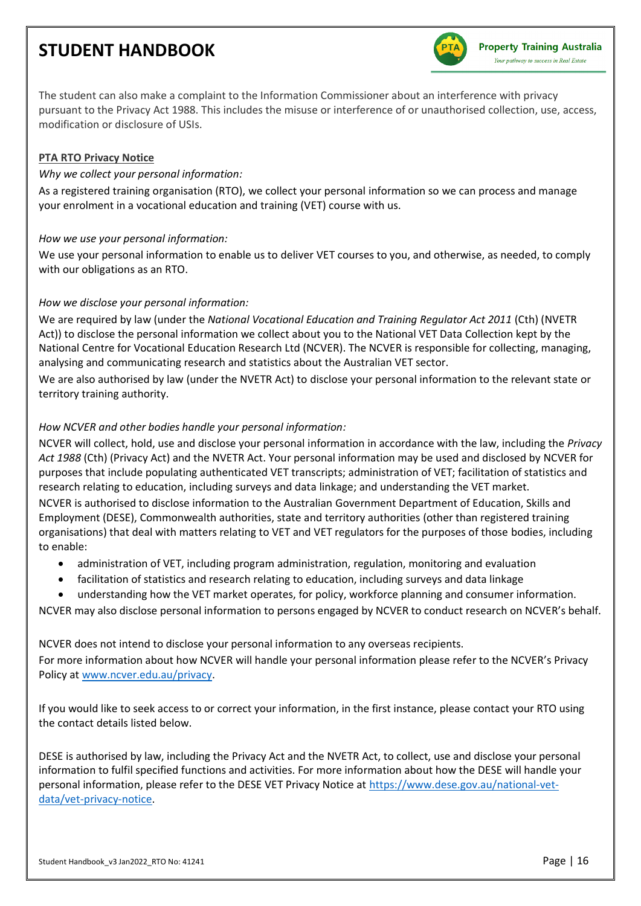The student can also make a complaint to the Information Commissioner about an interference with privacy pursuant to the Privacy Act 1988. This includes the misuse or interference of or unauthorised collection, use, access, modification or disclosure of USIs.

**PTA RTO Privacy Notice**

*Why we collect your personal information:*

As a registered training organisation (RTO), we collect your personal information so we can process and manage your enrolment in a vocational education and training (VET) course with us.

*How we use your personal information:*

We use your personal information to enable us to deliver VET courses to you, and otherwise, as needed, to comply with our obligations as an RTO.

*How we disclose your personal information:*

We are required by law (under the *National Vocational Education and Training Regulator Act 2011* (Cth) (NVETR Act)) to disclose the personal information we collect about you to the National VET Data Collection kept by the National Centre for Vocational Education Research Ltd (NCVER). The NCVER is responsible for collecting, managing, analysing and communicating research and statistics about the Australian VET sector.

We are also authorised by law (under the NVETR Act) to disclose your personal information to the relevant state or territory training authority.

*How NCVER and other bodies handle your personal information:*

NCVER will collect, hold, use and disclose your personal information in accordance with the law, including the *Privacy Act 1988* (Cth) (Privacy Act) and the NVETR Act. Your personal information may be used and disclosed by NCVER for purposes that include populating authenticated VET transcripts; administration of VET; facilitation of statistics and research relating to education, including surveys and data linkage; and understanding the VET market.

NCVER is authorised to disclose information to the Australian Government Department of Education, Skills and Employment (DESE), Commonwealth authorities, state and territory authorities (other than registered training organisations) that deal with matters relating to VET and VET regulators for the purposes of those bodies, including to enable:

- administration of VET, including program administration, regulation, monitoring and evaluation
- facilitation of statistics and research relating to education, including surveys and data linkage
- understanding how the VET market operates, for policy, workforce planning and consumer information.

NCVER may also disclose personal information to persons engaged by NCVER to conduct research on NCVER's behalf.

NCVER does not intend to disclose your personal information to any overseas recipients.

For more information about how NCVER will handle your personal information please refer to the NCVER's Privacy Policy at [www.ncver.edu.au/privacy](www.ncver.edu.au/privacy).

If you would like to seek access to or correct your information, in the first instance, please contact your RTO using the contact details listed below.

DESE is authorised by law, including the Privacy Act and the NVETR Act, to collect, use and disclose your personal information to fulfil specified functions and activities. For more information about how the DESE will handle your personal information, please refer to the DESE VET Privacy Notice at [https://www.dese.gov.au/national-vet-data/vet-privacy-notice](https://www.dese.gov.au/national-vet-data/vet-privacy-notice).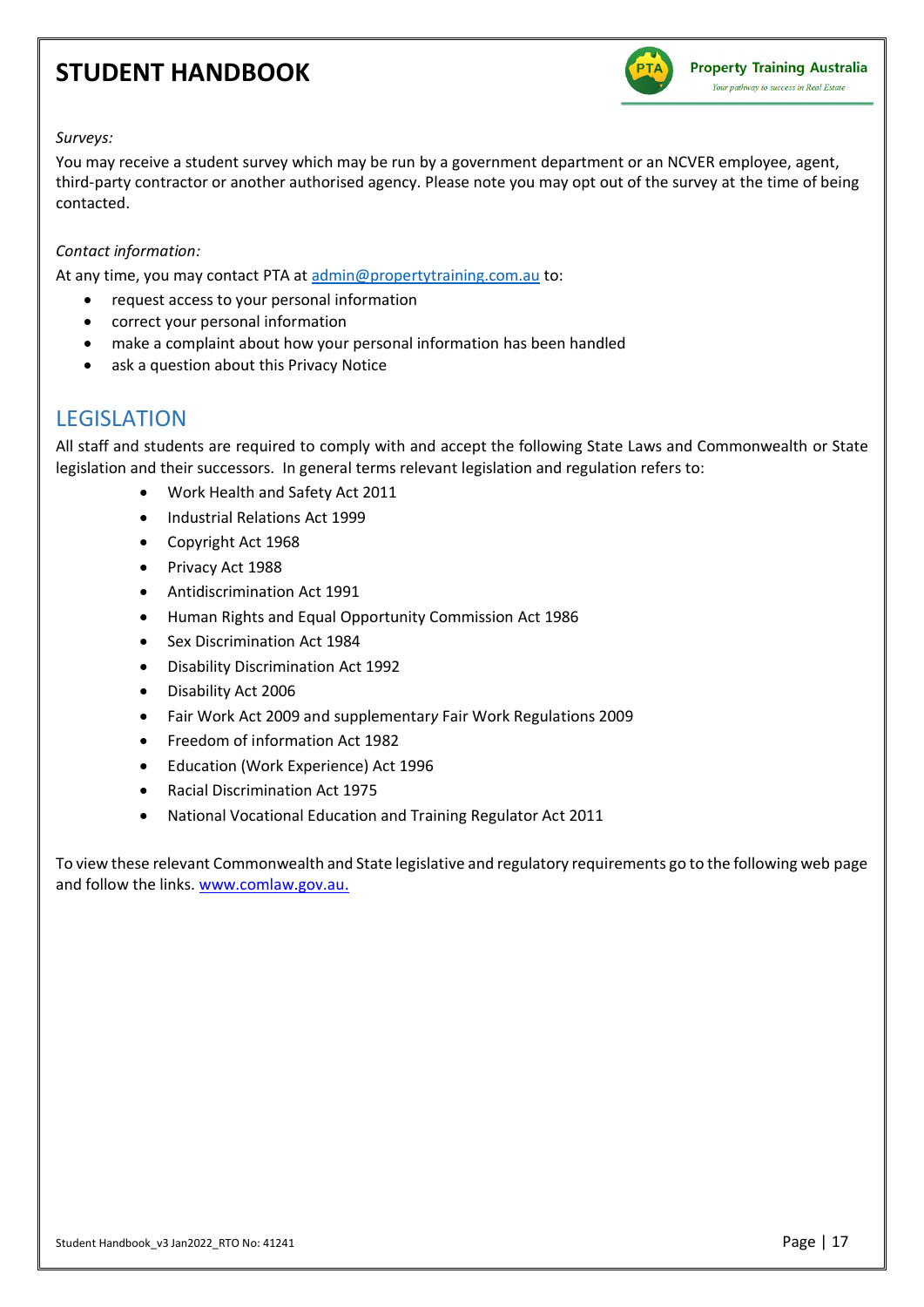*Surveys:*

You may receive a student survey which may be run by a government department or an NCVER employee, agent, third-party contractor or another authorised agency. Please note you may opt out of the survey at the time of being contacted.

*Contact information:*

At any time, you may contact PTA at admin@propertytraining.com.au to:

- request access to your personal information
- correct your personal information
- make a complaint about how your personal information has been handled
- ask a question about this Privacy Notice

## LEGISLATION

All staff and students are required to comply with and accept the following State Laws and Commonwealth or State legislation and their successors. In general terms relevant legislation and regulation refers to:

- Work Health and Safety Act 2011
- Industrial Relations Act 1999
- Copyright Act 1968
- Privacy Act 1988
- Antidiscrimination Act 1991
- Human Rights and Equal Opportunity Commission Act 1986
- Sex Discrimination Act 1984
- Disability Discrimination Act 1992
- Disability Act 2006
- Fair Work Act 2009 and supplementary Fair Work Regulations 2009
- Freedom of information Act 1982
- Education (Work Experience) Act 1996
- Racial Discrimination Act 1975
- National Vocational Education and Training Regulator Act 2011

To view these relevant Commonwealth and State legislative and regulatory requirements go to the following web page and follow the links. www.comlaw.gov.au.